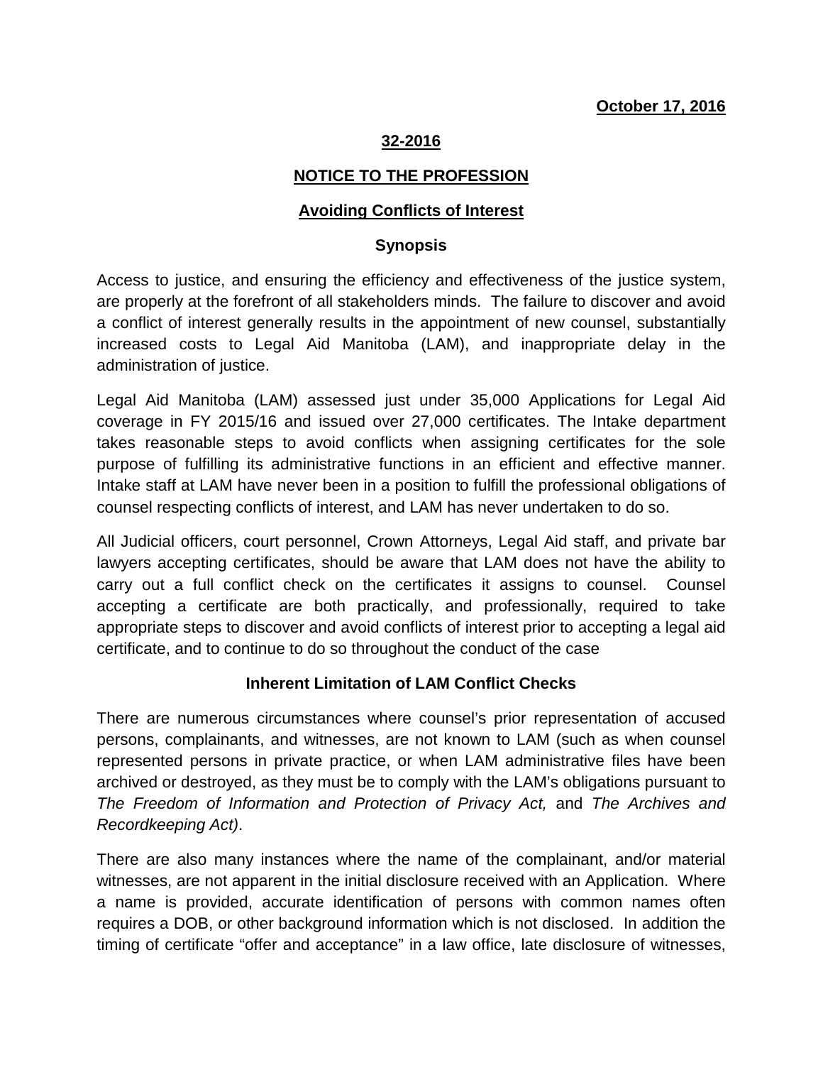**October 17, 2016**

**32-2016**

# NOTICE TO THE PROFESSION

## Avoiding Conflicts of Interest

### Synopsis

Access to justice, and ensuring the efficiency and effectiveness of the justice system, are properly at the forefront of all stakeholders minds. The failure to discover and avoid a conflict of interest generally results in the appointment of new counsel, substantially increased costs to Legal Aid Manitoba (LAM), and inappropriate delay in the administration of justice.

Legal Aid Manitoba (LAM) assessed just under 35,000 Applications for Legal Aid coverage in FY 2015/16 and issued over 27,000 certificates. The Intake department takes reasonable steps to avoid conflicts when assigning certificates for the sole purpose of fulfilling its administrative functions in an efficient and effective manner. Intake staff at LAM have never been in a position to fulfill the professional obligations of counsel respecting conflicts of interest, and LAM has never undertaken to do so.

All Judicial officers, court personnel, Crown Attorneys, Legal Aid staff, and private bar lawyers accepting certificates, should be aware that LAM does not have the ability to carry out a full conflict check on the certificates it assigns to counsel. Counsel accepting a certificate are both practically, and professionally, required to take appropriate steps to discover and avoid conflicts of interest prior to accepting a legal aid certificate, and to continue to do so throughout the conduct of the case

### Inherent Limitation of LAM Conflict Checks

There are numerous circumstances where counsel's prior representation of accused persons, complainants, and witnesses, are not known to LAM (such as when counsel represented persons in private practice, or when LAM administrative files have been archived or destroyed, as they must be to comply with the LAM's obligations pursuant to *The Freedom of Information and Protection of Privacy Act,* and *The Archives and Recordkeeping Act)*.

There are also many instances where the name of the complainant, and/or material witnesses, are not apparent in the initial disclosure received with an Application. Where a name is provided, accurate identification of persons with common names often requires a DOB, or other background information which is not disclosed. In addition the timing of certificate "offer and acceptance" in a law office, late disclosure of witnesses,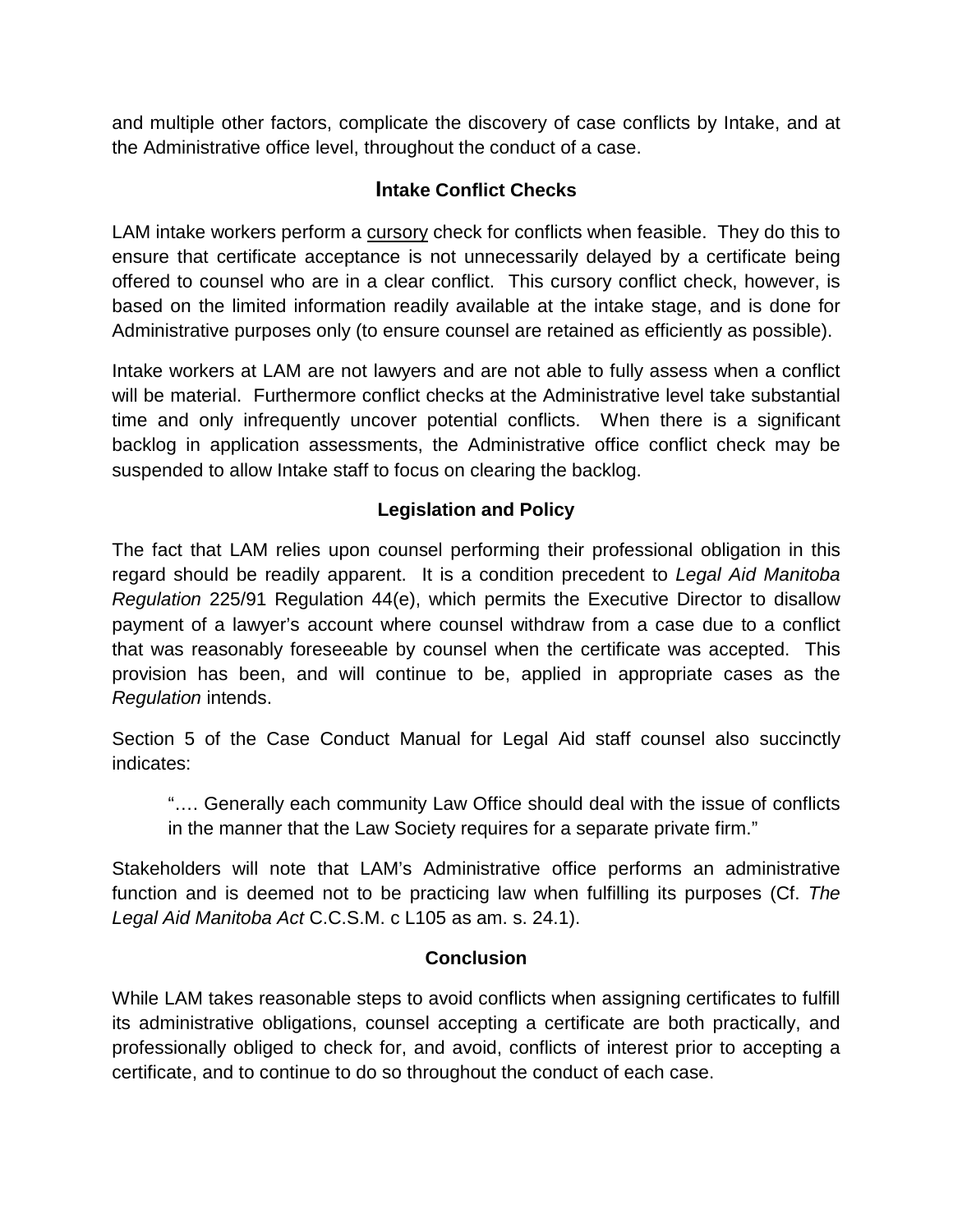and multiple other factors, complicate the discovery of case conflicts by Intake, and at the Administrative office level, throughout the conduct of a case.

## Intake Conflict Checks

LAM intake workers perform a cursory check for conflicts when feasible. They do this to ensure that certificate acceptance is not unnecessarily delayed by a certificate being offered to counsel who are in a clear conflict. This cursory conflict check, however, is based on the limited information readily available at the intake stage, and is done for Administrative purposes only (to ensure counsel are retained as efficiently as possible).

Intake workers at LAM are not lawyers and are not able to fully assess when a conflict will be material. Furthermore conflict checks at the Administrative level take substantial time and only infrequently uncover potential conflicts. When there is a significant backlog in application assessments, the Administrative office conflict check may be suspended to allow Intake staff to focus on clearing the backlog.

## Legislation and Policy

The fact that LAM relies upon counsel performing their professional obligation in this regard should be readily apparent. It is a condition precedent to *Legal Aid Manitoba Regulation* 225/91 Regulation 44(e), which permits the Executive Director to disallow payment of a lawyer's account where counsel withdraw from a case due to a conflict that was reasonably foreseeable by counsel when the certificate was accepted. This provision has been, and will continue to be, applied in appropriate cases as the *Regulation* intends.

Section 5 of the Case Conduct Manual for Legal Aid staff counsel also succinctly indicates:

> "…. Generally each community Law Office should deal with the issue of conflicts in the manner that the Law Society requires for a separate private firm."

Stakeholders will note that LAM's Administrative office performs an administrative function and is deemed not to be practicing law when fulfilling its purposes (Cf. *The Legal Aid Manitoba Act* C.C.S.M. c L105 as am. s. 24.1).

## Conclusion

While LAM takes reasonable steps to avoid conflicts when assigning certificates to fulfill its administrative obligations, counsel accepting a certificate are both practically, and professionally obliged to check for, and avoid, conflicts of interest prior to accepting a certificate, and to continue to do so throughout the conduct of each case.